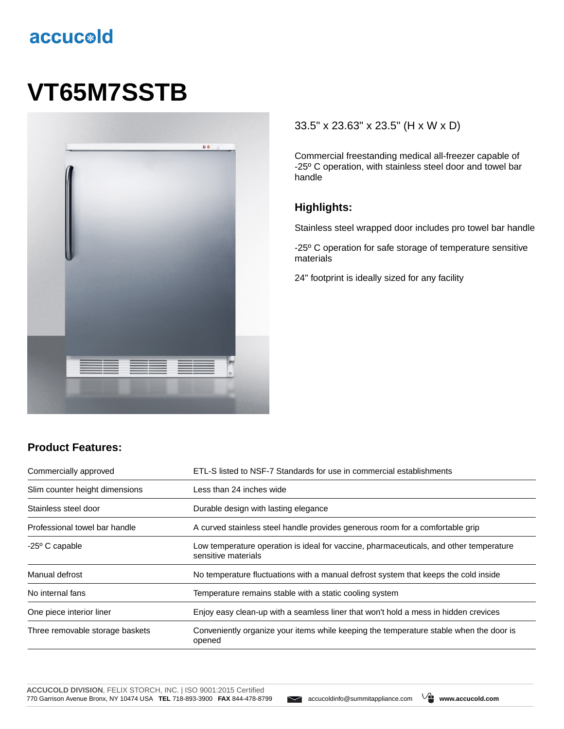accucold

# VT65M7SSTB

33.5" x 23.63" x 23.5" (H x W x D)

Commercial freestanding medical all-freezer capable of -25º C operation, with stainless steel door and towel bar handle

### Highlights:

Stainless steel wrapped door includes pro towel bar handle

-25º C operation for safe storage of temperature sensitive materials

24" footprint is ideally sized for any facility

### Product Features:

| | |
|---|---|
| Commercially approved | ETL-S listed to NSF-7 Standards for use in commercial establishments |
| Slim counter height dimensions | Less than 24 inches wide |
| Stainless steel door | Durable design with lasting elegance |
| Professional towel bar handle | A curved stainless steel handle provides generous room for a comfortable grip |
| -25º C capable | Low temperature operation is ideal for vaccine, pharmaceuticals, and other temperature sensitive materials |
| Manual defrost | No temperature fluctuations with a manual defrost system that keeps the cold inside |
| No internal fans | Temperature remains stable with a static cooling system |
| One piece interior liner | Enjoy easy clean-up with a seamless liner that won't hold a mess in hidden crevices |
| Three removable storage baskets | Conveniently organize your items while keeping the temperature stable when the door is opened |

**ACCUCOLD DIVISION**, FELIX STORCH, INC. | ISO 9001:2015 Certified
770 Garrison Avenue Bronx, NY 10474 USA **TEL** 718-893-3900 **FAX** 844-478-8799 accucoldinfo@summitappliance.com **www.accucold.com**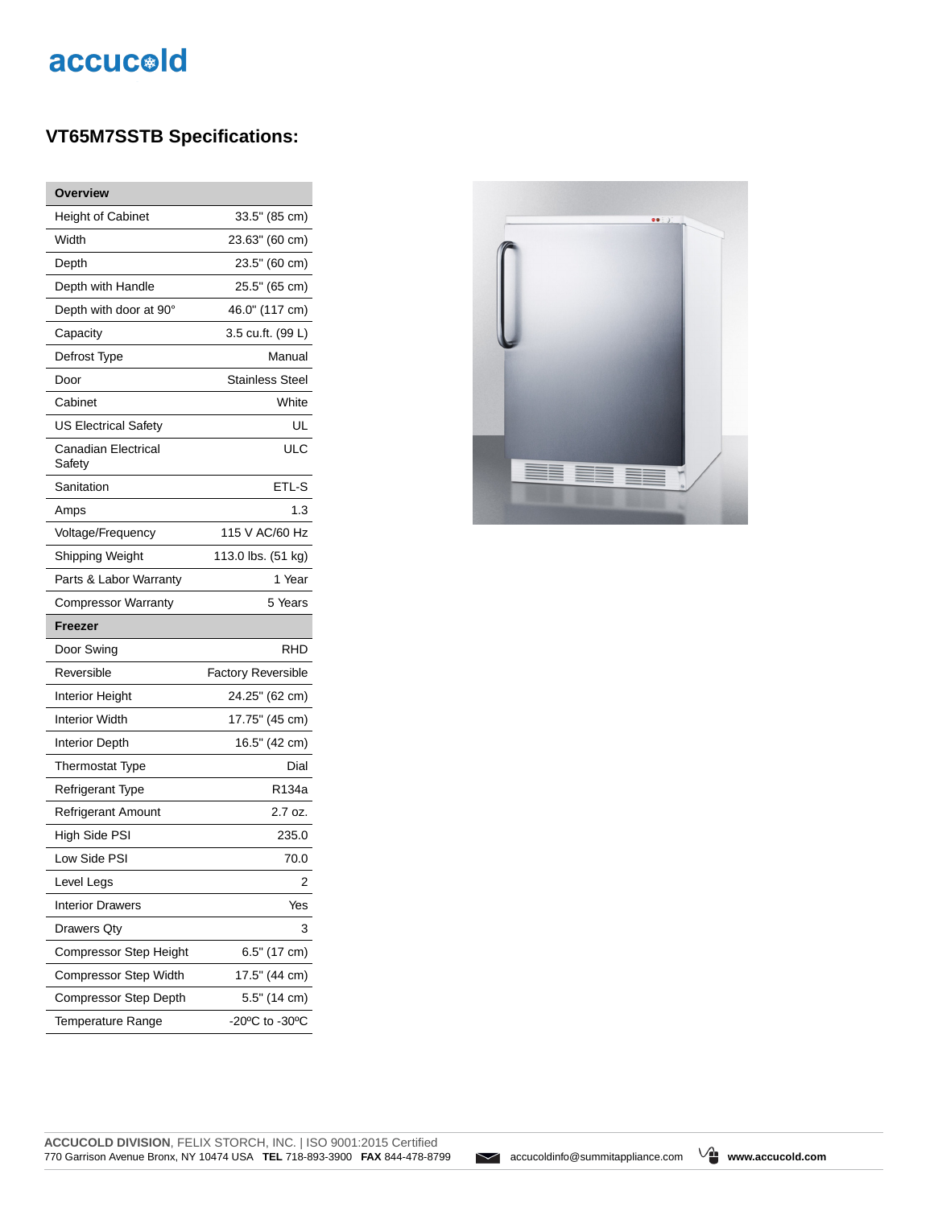# accucold

## VT65M7SSTB Specifications:

| Overview | |
|---|---|
| Height of Cabinet | 33.5" (85 cm) |
| Width | 23.63" (60 cm) |
| Depth | 23.5" (60 cm) |
| Depth with Handle | 25.5" (65 cm) |
| Depth with door at 90° | 46.0" (117 cm) |
| Capacity | 3.5 cu.ft. (99 L) |
| Defrost Type | Manual |
| Door | Stainless Steel |
| Cabinet | White |
| US Electrical Safety | UL |
| Canadian Electrical Safety | ULC |
| Sanitation | ETL-S |
| Amps | 1.3 |
| Voltage/Frequency | 115 V AC/60 Hz |
| Shipping Weight | 113.0 lbs. (51 kg) |
| Parts & Labor Warranty | 1 Year |
| Compressor Warranty | 5 Years |
| **Freezer** | |
| Door Swing | RHD |
| Reversible | Factory Reversible |
| Interior Height | 24.25" (62 cm) |
| Interior Width | 17.75" (45 cm) |
| Interior Depth | 16.5" (42 cm) |
| Thermostat Type | Dial |
| Refrigerant Type | R134a |
| Refrigerant Amount | 2.7 oz. |
| High Side PSI | 235.0 |
| Low Side PSI | 70.0 |
| Level Legs | 2 |
| Interior Drawers | Yes |
| Drawers Qty | 3 |
| Compressor Step Height | 6.5" (17 cm) |
| Compressor Step Width | 17.5" (44 cm) |
| Compressor Step Depth | 5.5" (14 cm) |
| Temperature Range | -20ºC to -30ºC |

**ACCUCOLD DIVISION**, FELIX STORCH, INC. | ISO 9001:2015 Certified
770 Garrison Avenue Bronx, NY 10474 USA **TEL** 718-893-3900 **FAX** 844-478-8799 accucoldinfo@summitappliance.com **www.accucold.com**